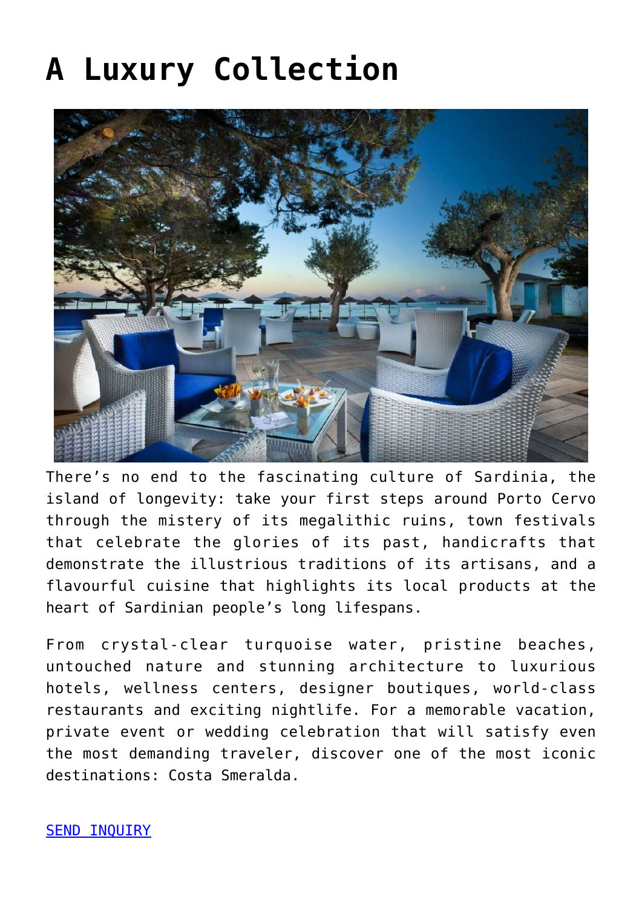# A Luxury Collection

There's no end to the fascinating culture of Sardinia, the island of longevity: take your first steps around Porto Cervo through the mistery of its megalithic ruins, town festivals that celebrate the glories of its past, handicrafts that demonstrate the illustrious traditions of its artisans, and a flavourful cuisine that highlights its local products at the heart of Sardinian people's long lifespans.

From crystal-clear turquoise water, pristine beaches, untouched nature and stunning architecture to luxurious hotels, wellness centers, designer boutiques, world-class restaurants and exciting nightlife. For a memorable vacation, private event or wedding celebration that will satisfy even the most demanding traveler, discover one of the most iconic destinations: Costa Smeralda.

SEND INQUIRY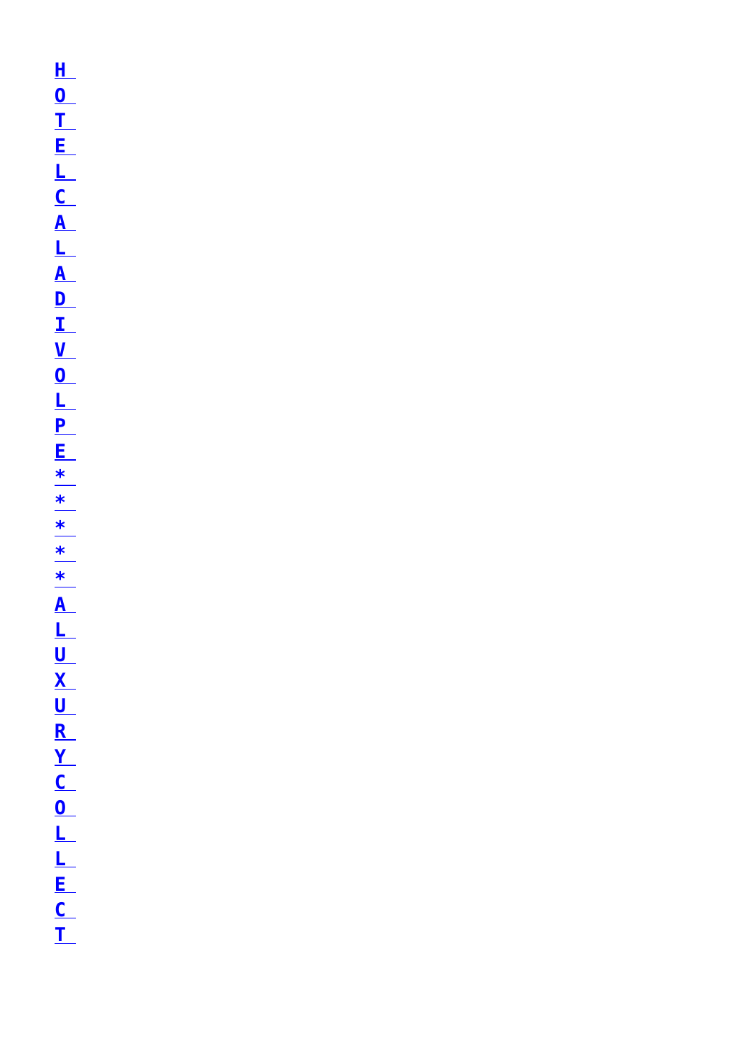H
O
T
E
L
C
A
L
A
D
I
V
O
L
P
E
*
*
*
*
*
A
L
U
X
U
R
Y
C
O
L
L
E
C
T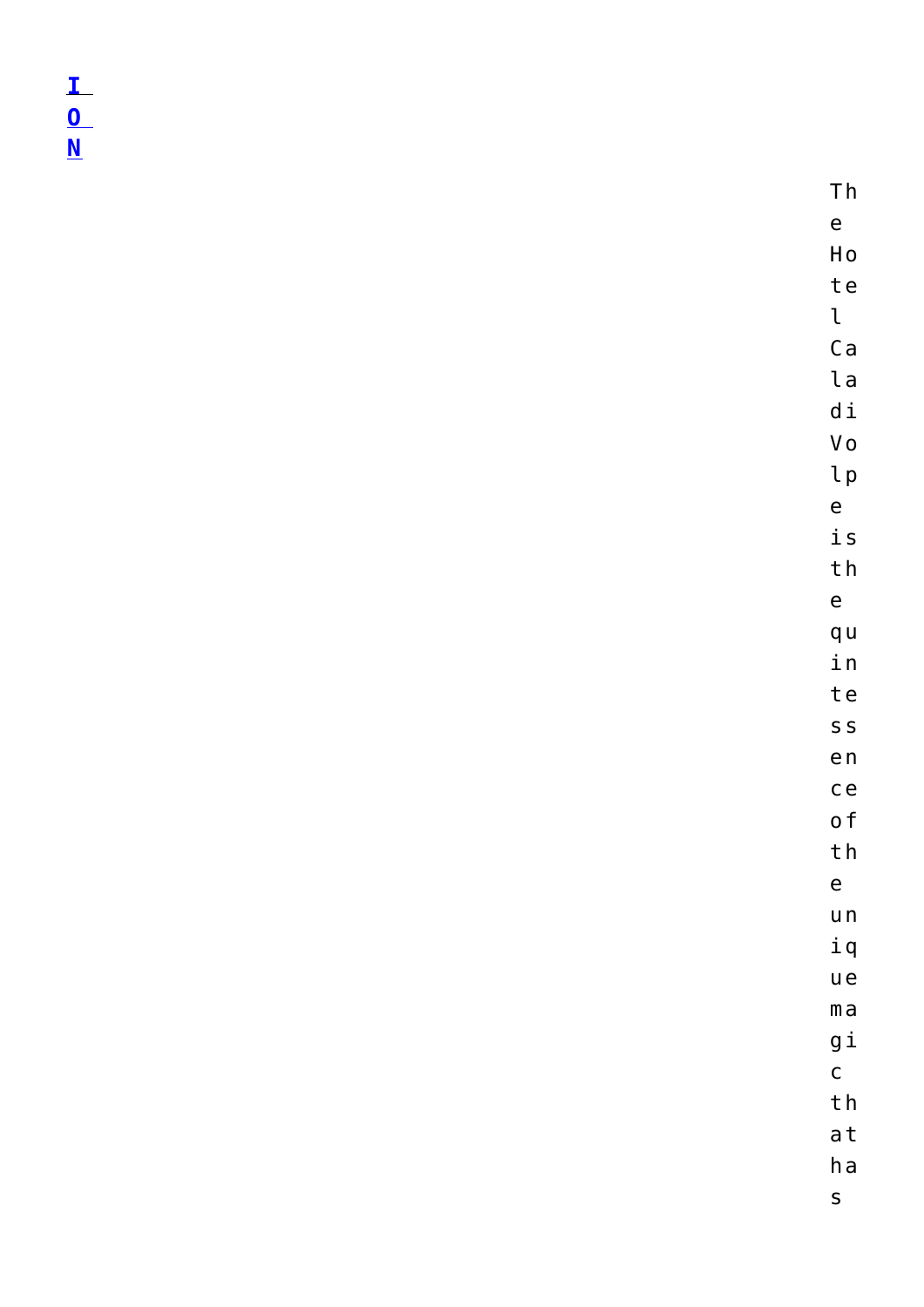**I O N**

The Hotel Cala di Volpe is the quintessence of the unique magic that has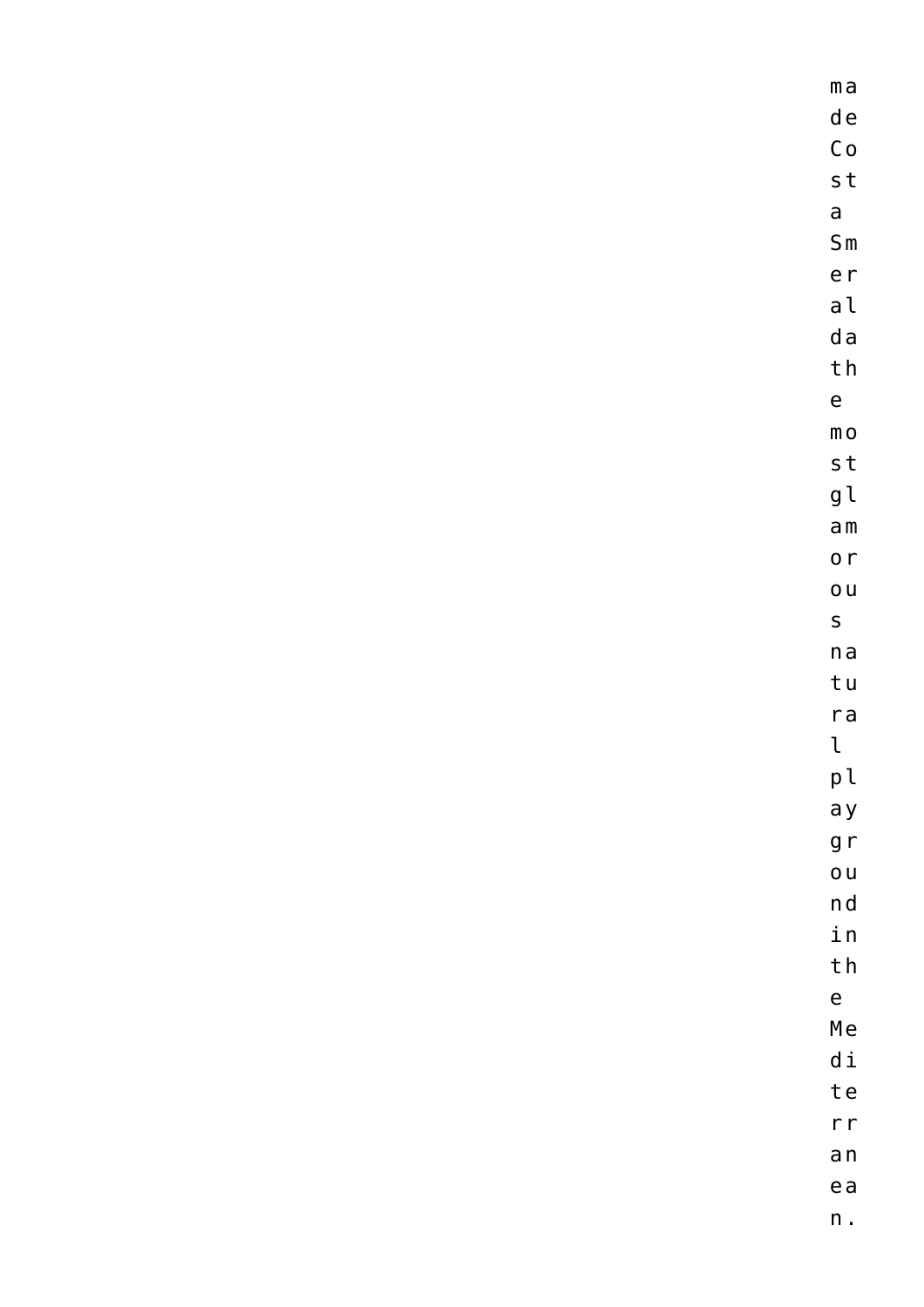made Costa Smeralda the most glamorous natural playground in the Mediterranean.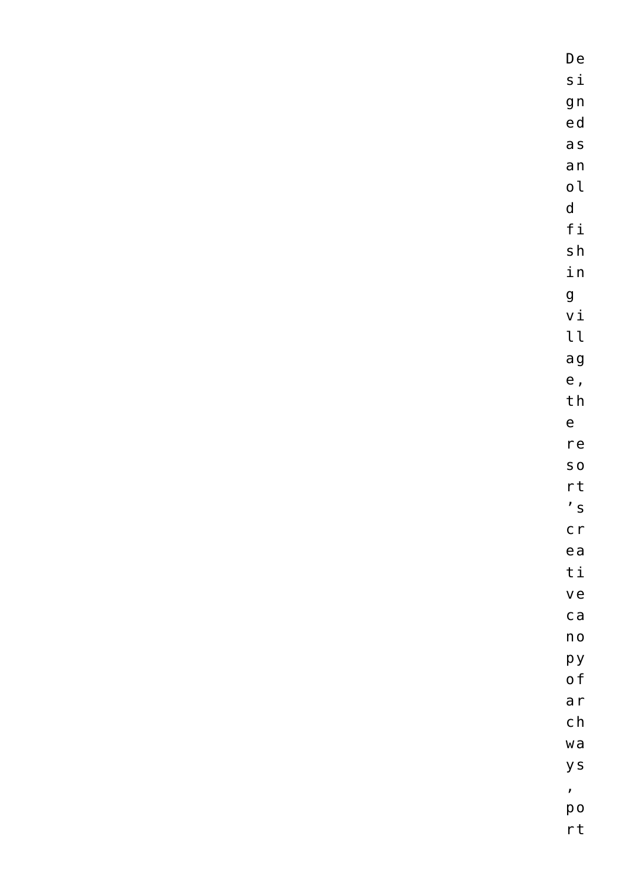Designed as an old fishing village, the resort's creative canopy of archways, port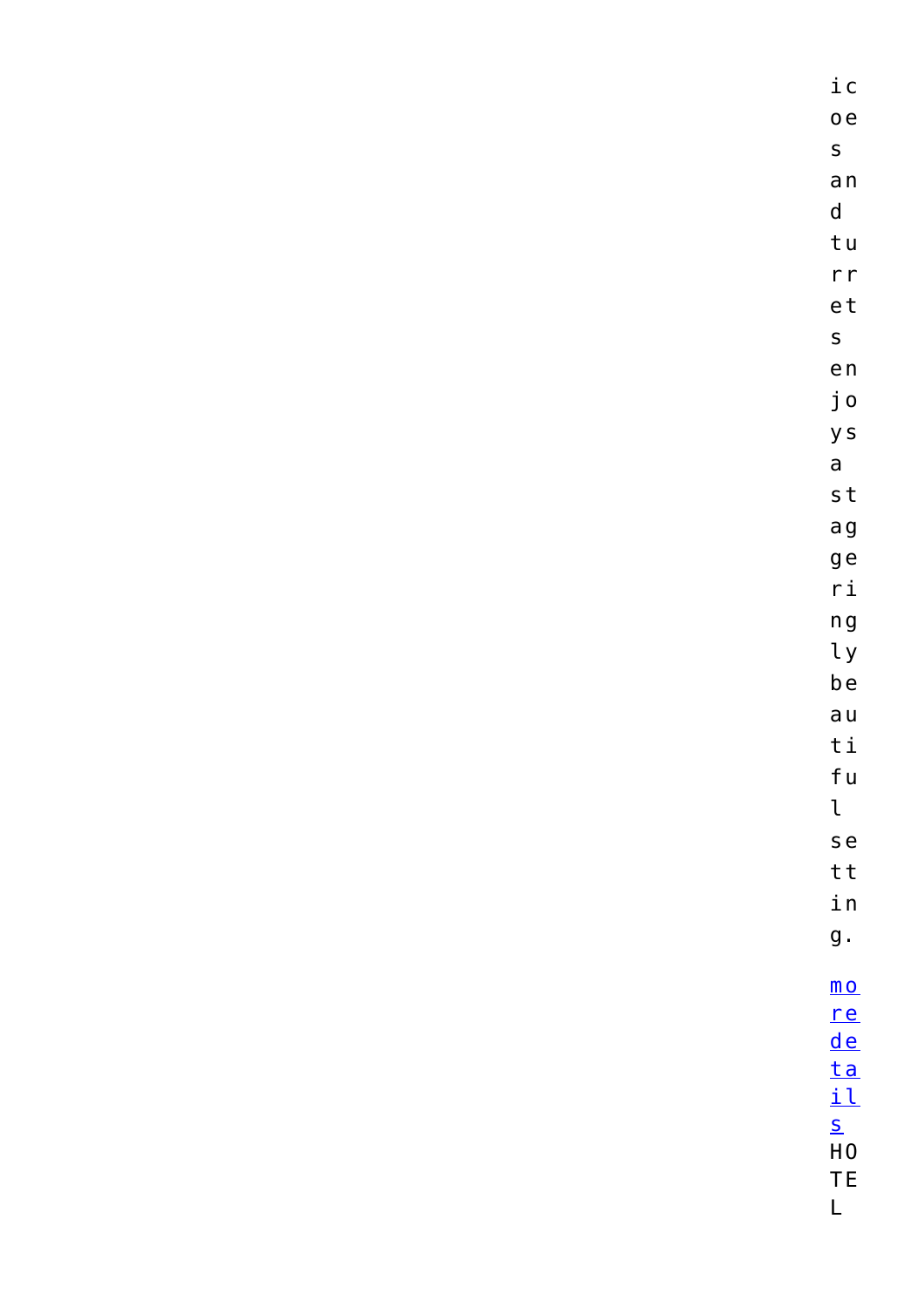icoes and turrets enjoys a staggeringly beautiful setting.

[more details]

HOTEL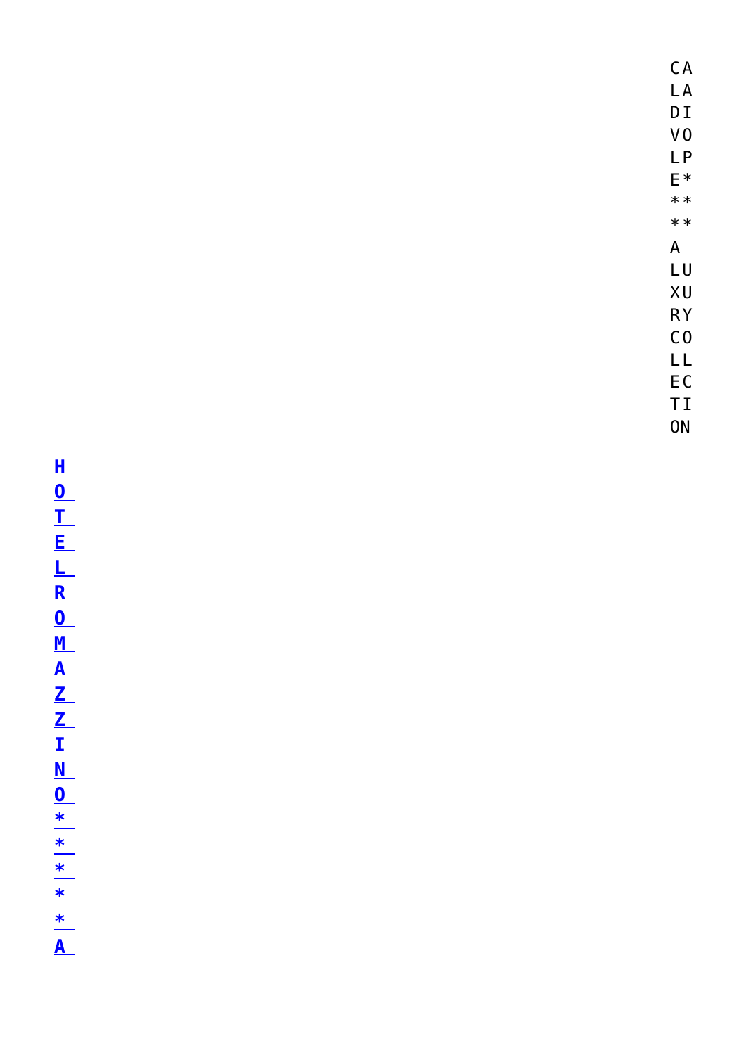CALA DI VOLPE**** A LUXURY COLLECTION

**HOTEL ROMAZZINO***** A**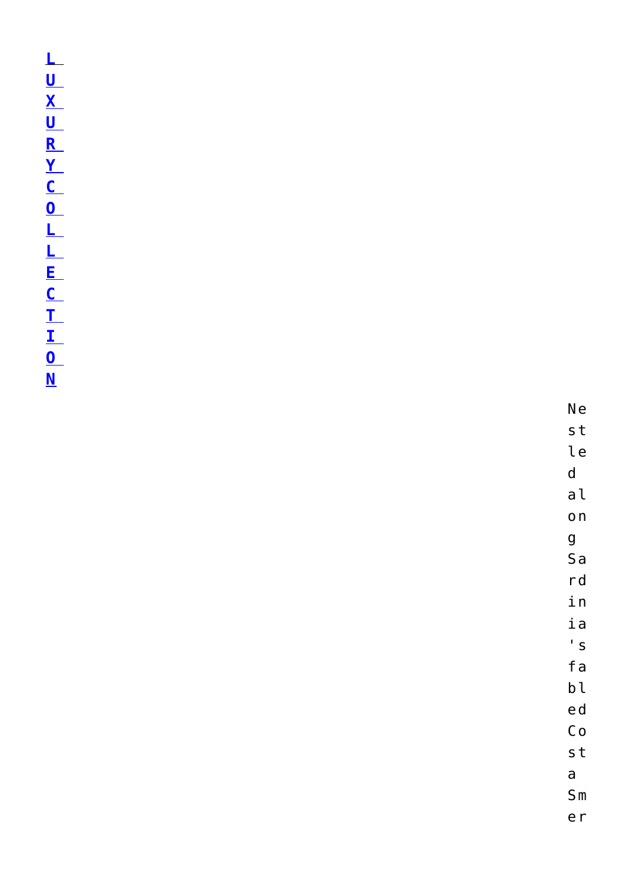**LUXURY COLLECTION**

Nestled along Sardinia's fabled Costa Smer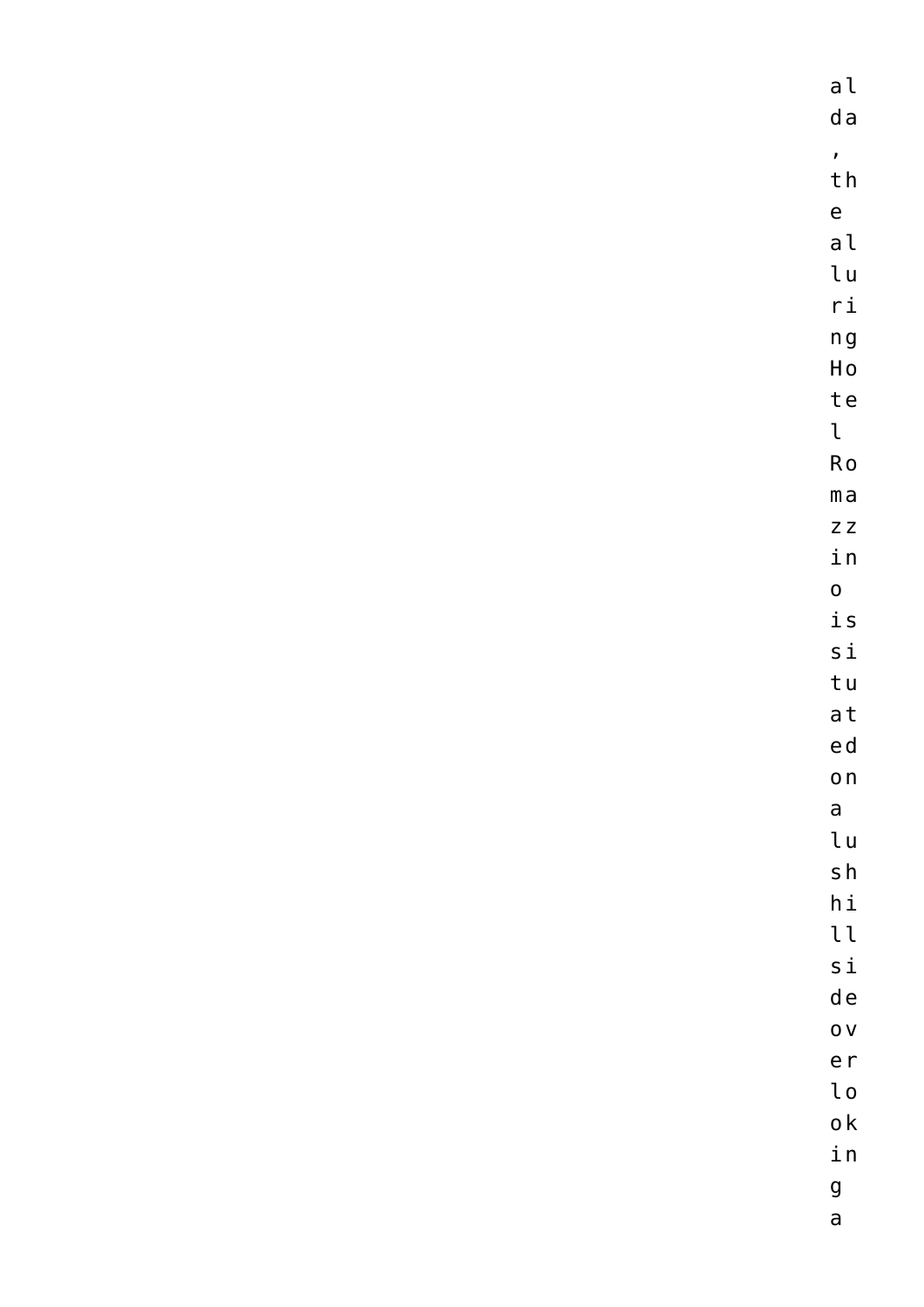alda, the alluring Hotel Romazzino is situated on a lush hillside overlooking a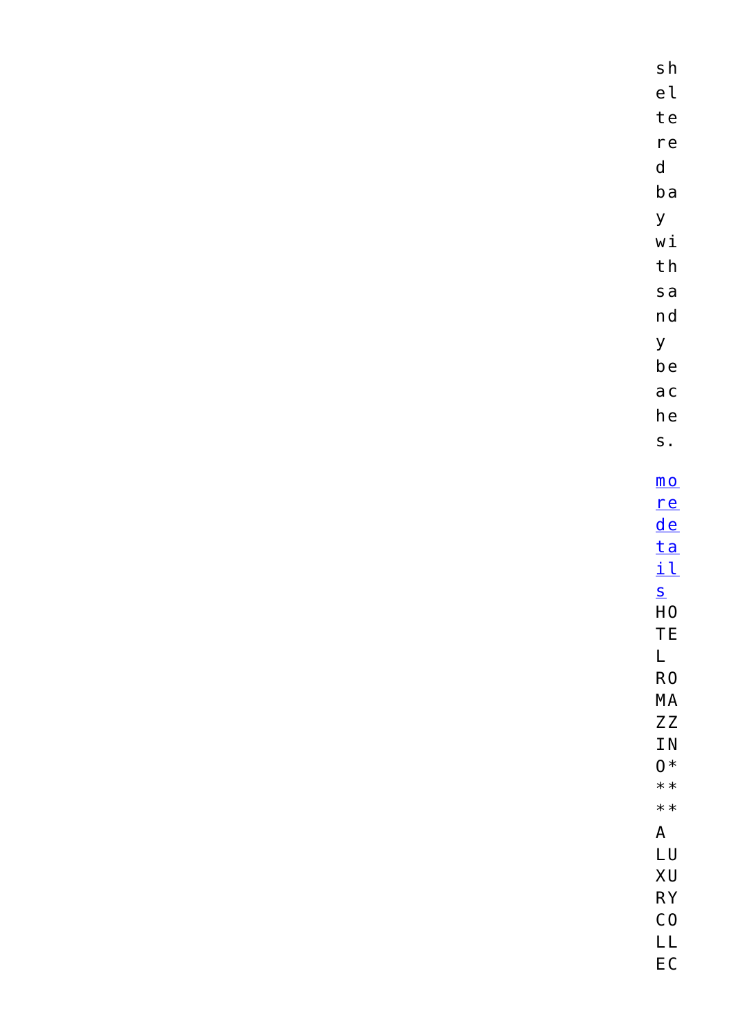sheltered bay with sandy beaches.

[more details]

HOTEL ROMAZZINO***** A LUXURY COLLEC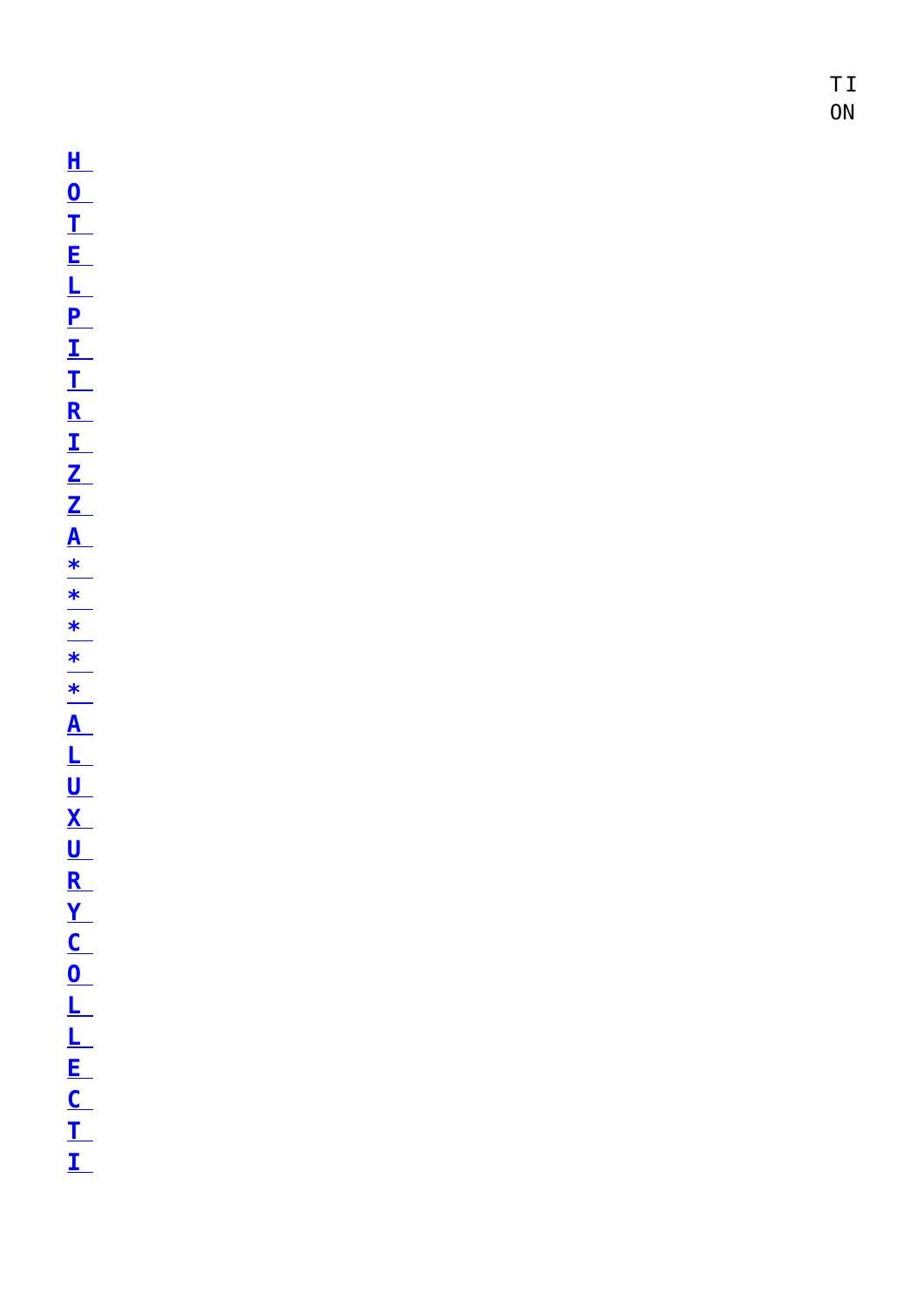TI
ON

[H](#)
[O](#)
[T](#)
[E](#)
[L](#)
[P](#)
[I](#)
[T](#)
[R](#)
[I](#)
[Z](#)
[Z](#)
[A](#)
[*](#)
[*](#)
[*](#)
[*](#)
[*](#)
[A](#)
[L](#)
[U](#)
[X](#)
[U](#)
[R](#)
[Y](#)
[C](#)
[O](#)
[L](#)
[L](#)
[E](#)
[C](#)
[T](#)
[I](#)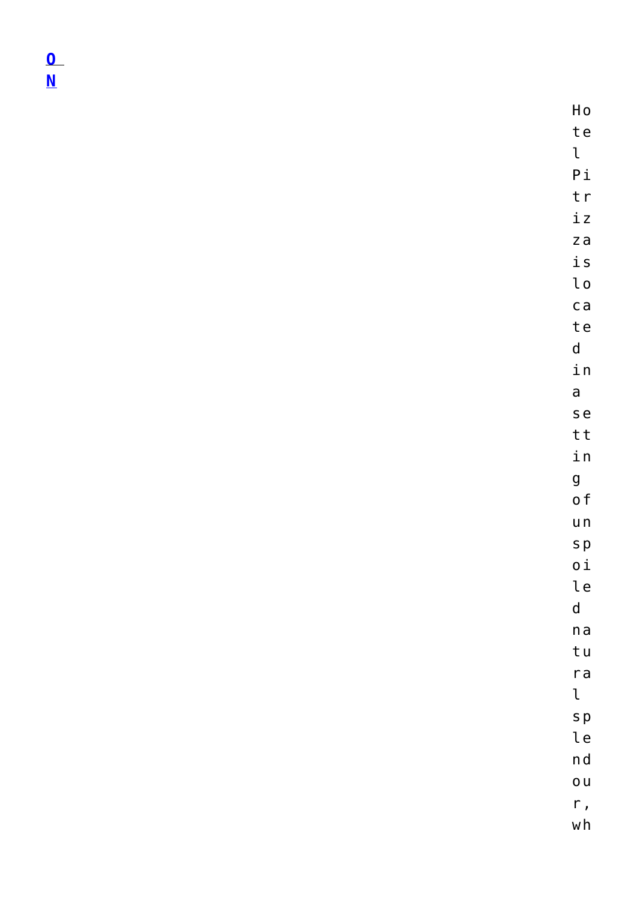**O N**

Hotel Pitrizza is located in a setting of unspoiled natural splendour, wh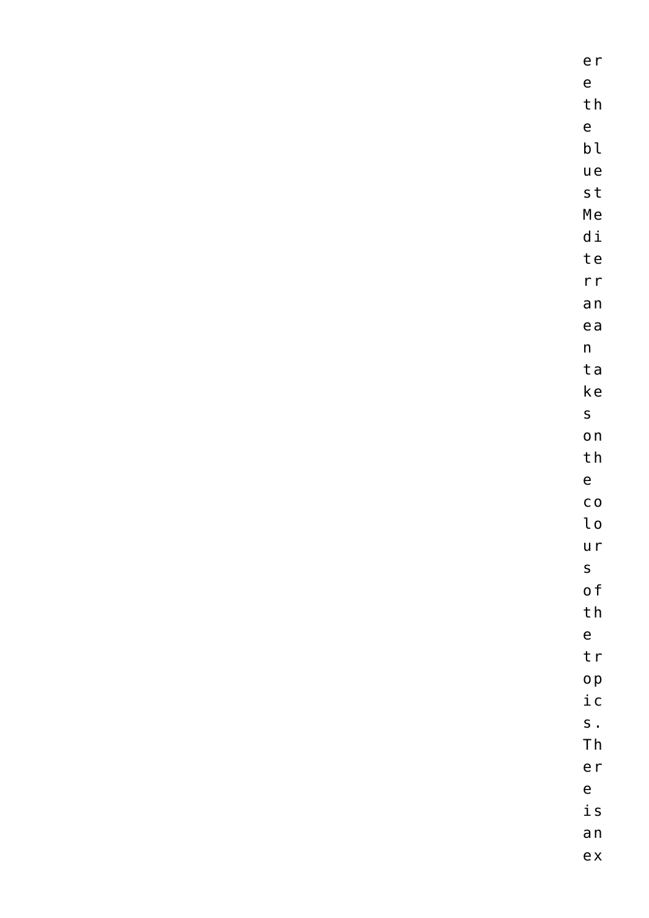ere the bluest Mediterranean takes on the colours of the tropics. There is an ex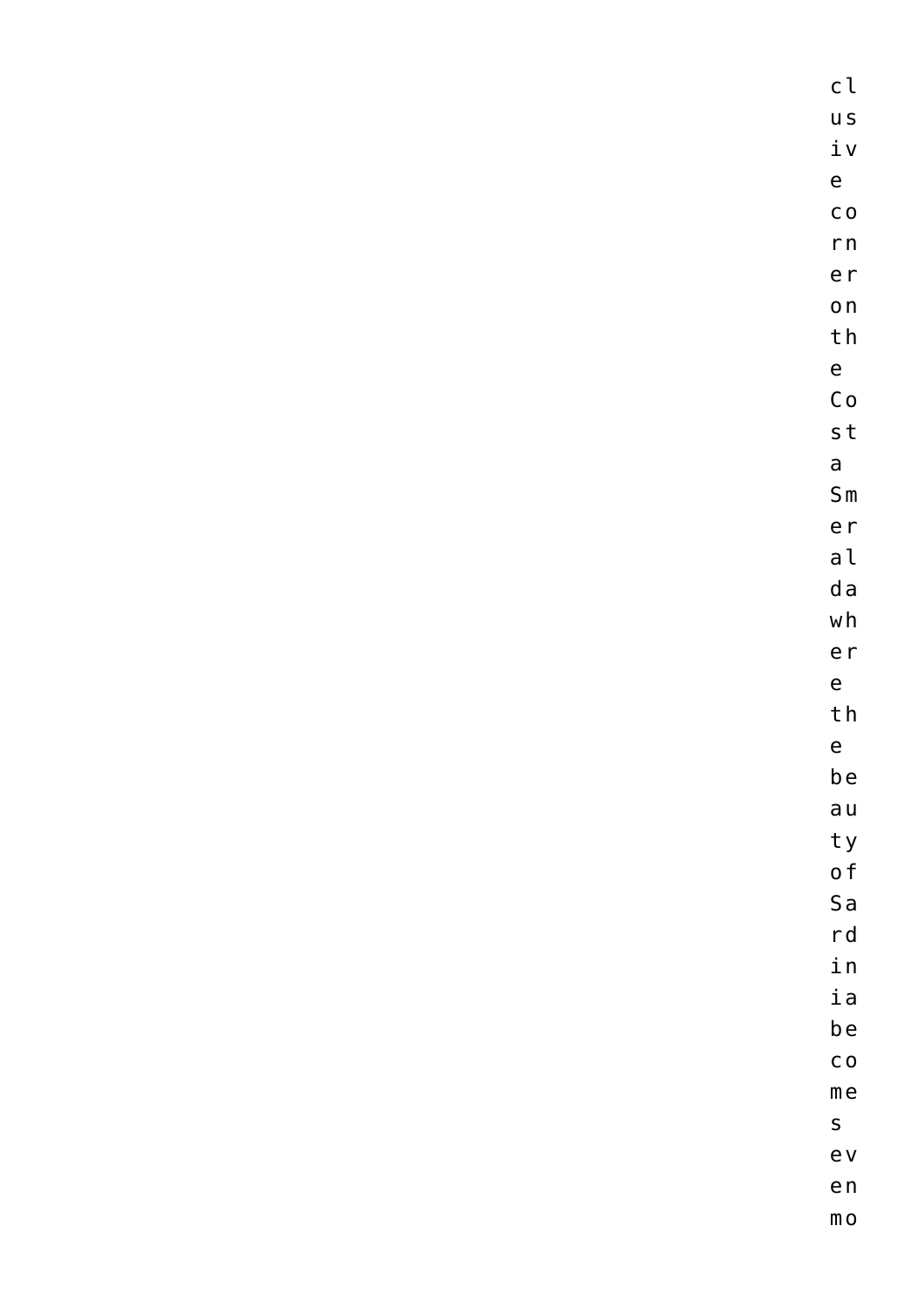clusive corner on the Costa Smeralda where the beauty of Sardinia becomes even mo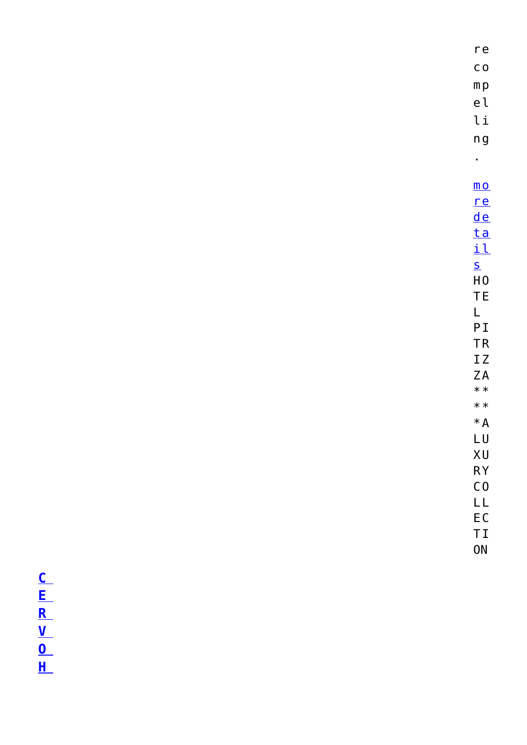recompelling.

[more details](#)HOTEL PITRIZZA *****A LUXURY COLLECTION

[**CERVOH**](#)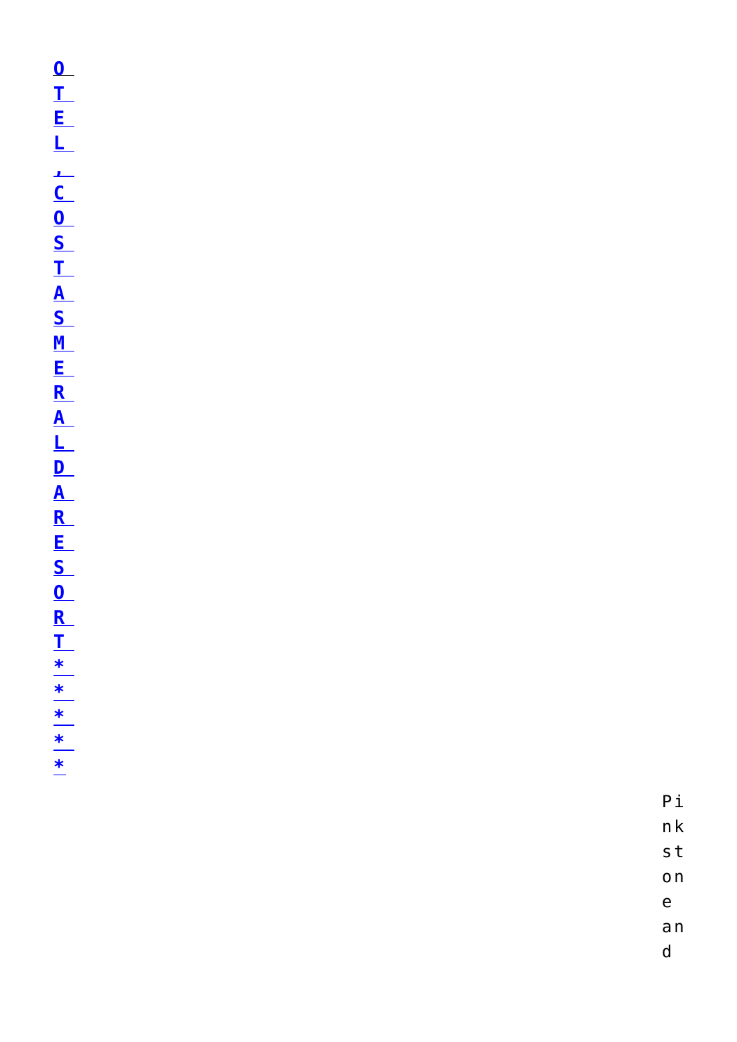**[OTEL, COSTA SMERALDA RESORT *****]()**

Pink stone and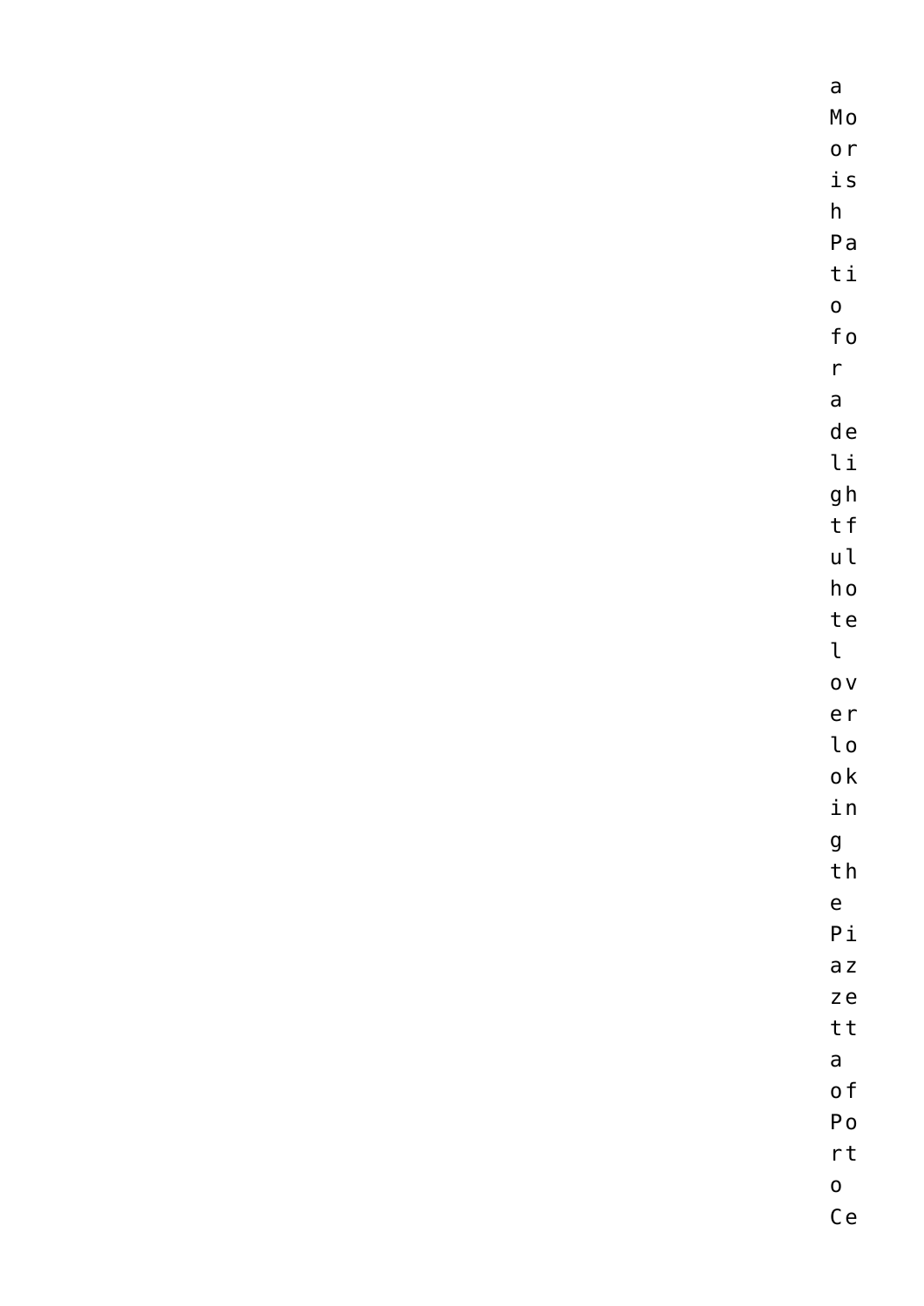a Moorish Patio for a delightful hotel overlooking the Piazzetta of Porto Ce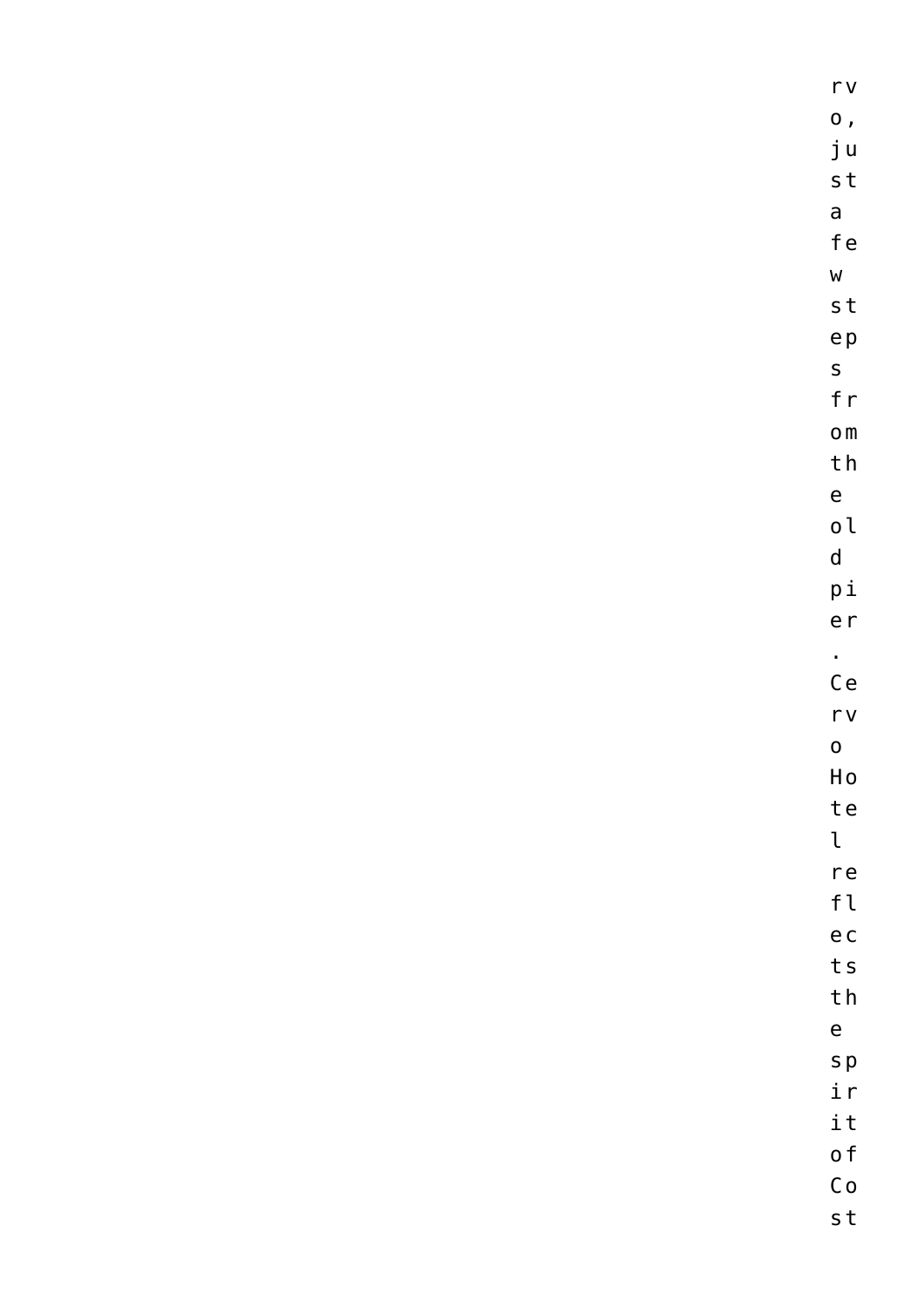rvo, just a few steps from the old pier. Cervo Hotel reflects the spirit of Cost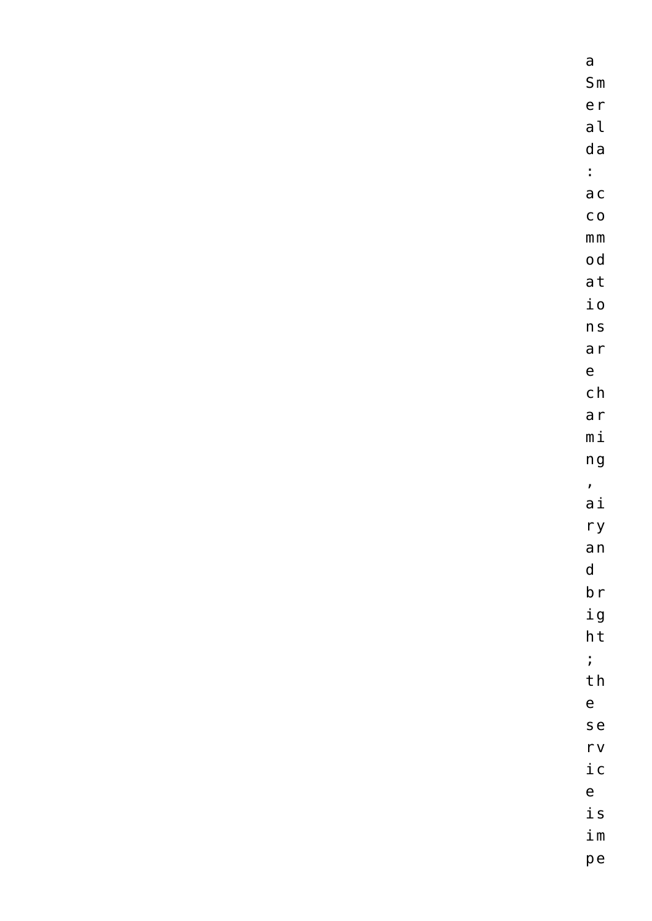a Smeralda: accommodations are charming, airy and bright; the service is impe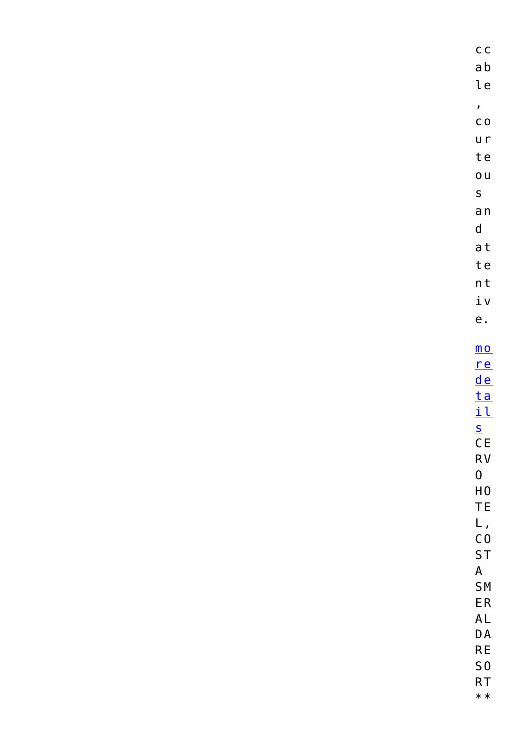ccable, courteous and attentive.

[more details](#) CERVO HOTEL, COSTA SMERALDA RESORT**